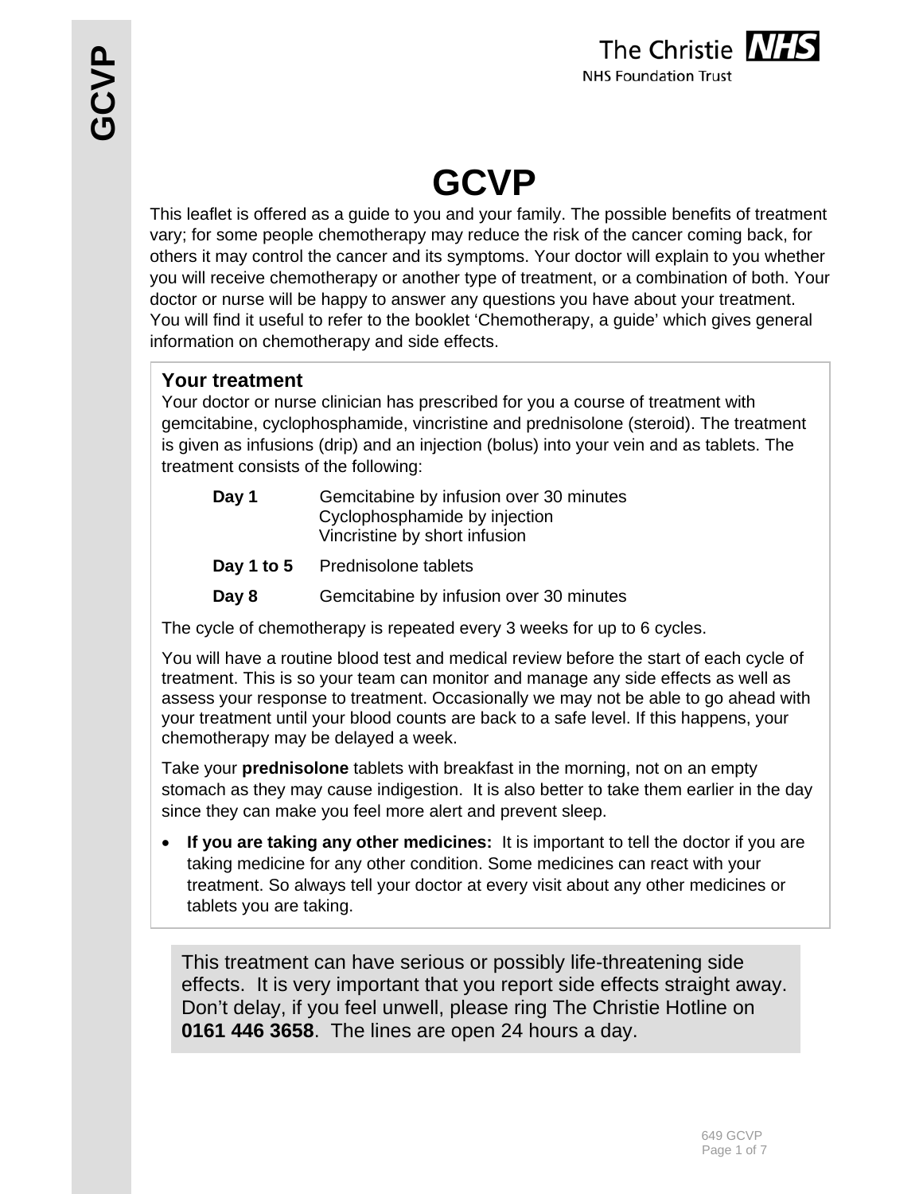# GCVP

This leaflet is offered as a guide to you and your family. The possible benefits of treatment vary; for some people chemotherapy may reduce the risk of the cancer coming back, for others it may control the cancer and its symptoms. Your doctor will explain to you whether you will receive chemotherapy or another type of treatment, or a combination of both. Your doctor or nurse will be happy to answer any questions you have about your treatment. You will find it useful to refer to the booklet 'Chemotherapy, a guide' which gives general information on chemotherapy and side effects.

## Your treatment

Your doctor or nurse clinician has prescribed for you a course of treatment with gemcitabine, cyclophosphamide, vincristine and prednisolone (steroid). The treatment is given as infusions (drip) and an injection (bolus) into your vein and as tablets. The treatment consists of the following:

| | |
|---|---|
| **Day 1** | Gemcitabine by infusion over 30 minutes<br>Cyclophosphamide by injection<br>Vincristine by short infusion |
| **Day 1 to 5** | Prednisolone tablets |
| **Day 8** | Gemcitabine by infusion over 30 minutes |

The cycle of chemotherapy is repeated every 3 weeks for up to 6 cycles.

You will have a routine blood test and medical review before the start of each cycle of treatment. This is so your team can monitor and manage any side effects as well as assess your response to treatment. Occasionally we may not be able to go ahead with your treatment until your blood counts are back to a safe level. If this happens, your chemotherapy may be delayed a week.

Take your **prednisolone** tablets with breakfast in the morning, not on an empty stomach as they may cause indigestion. It is also better to take them earlier in the day since they can make you feel more alert and prevent sleep.

- **If you are taking any other medicines:** It is important to tell the doctor if you are taking medicine for any other condition. Some medicines can react with your treatment. So always tell your doctor at every visit about any other medicines or tablets you are taking.

This treatment can have serious or possibly life-threatening side effects. It is very important that you report side effects straight away. Don't delay, if you feel unwell, please ring The Christie Hotline on **0161 446 3658**. The lines are open 24 hours a day.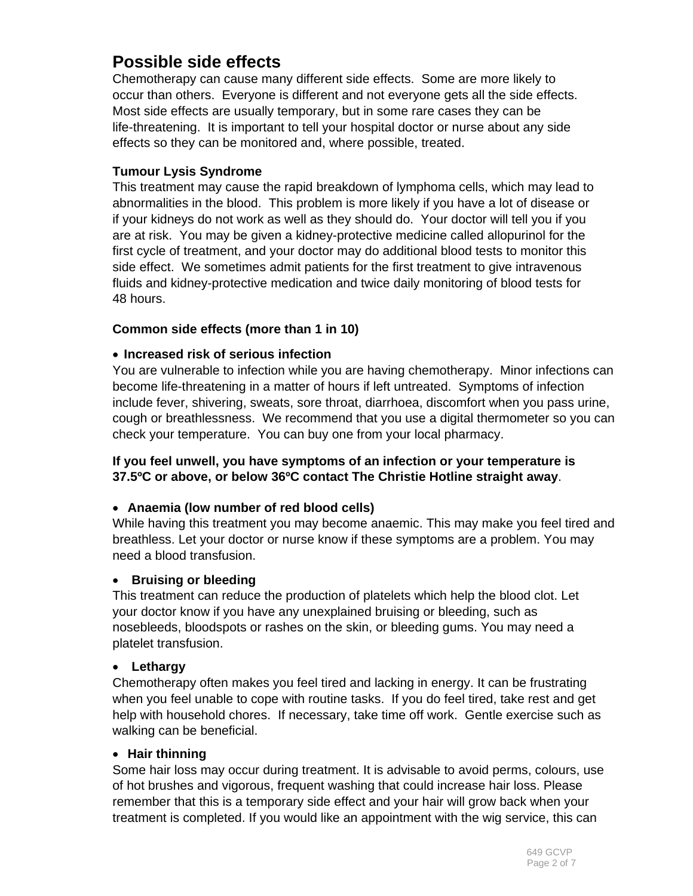## Possible side effects

Chemotherapy can cause many different side effects. Some are more likely to occur than others. Everyone is different and not everyone gets all the side effects. Most side effects are usually temporary, but in some rare cases they can be life-threatening. It is important to tell your hospital doctor or nurse about any side effects so they can be monitored and, where possible, treated.

**Tumour Lysis Syndrome**

This treatment may cause the rapid breakdown of lymphoma cells, which may lead to abnormalities in the blood. This problem is more likely if you have a lot of disease or if your kidneys do not work as well as they should do. Your doctor will tell you if you are at risk. You may be given a kidney-protective medicine called allopurinol for the first cycle of treatment, and your doctor may do additional blood tests to monitor this side effect. We sometimes admit patients for the first treatment to give intravenous fluids and kidney-protective medication and twice daily monitoring of blood tests for 48 hours.

**Common side effects (more than 1 in 10)**

- **Increased risk of serious infection**

You are vulnerable to infection while you are having chemotherapy. Minor infections can become life-threatening in a matter of hours if left untreated. Symptoms of infection include fever, shivering, sweats, sore throat, diarrhoea, discomfort when you pass urine, cough or breathlessness. We recommend that you use a digital thermometer so you can check your temperature. You can buy one from your local pharmacy.

**If you feel unwell, you have symptoms of an infection or your temperature is 37.5ºC or above, or below 36ºC contact The Christie Hotline straight away**.

- **Anaemia (low number of red blood cells)**

While having this treatment you may become anaemic. This may make you feel tired and breathless. Let your doctor or nurse know if these symptoms are a problem. You may need a blood transfusion.

- **Bruising or bleeding**

This treatment can reduce the production of platelets which help the blood clot. Let your doctor know if you have any unexplained bruising or bleeding, such as nosebleeds, bloodspots or rashes on the skin, or bleeding gums. You may need a platelet transfusion.

- **Lethargy**

Chemotherapy often makes you feel tired and lacking in energy. It can be frustrating when you feel unable to cope with routine tasks. If you do feel tired, take rest and get help with household chores. If necessary, take time off work. Gentle exercise such as walking can be beneficial.

- **Hair thinning**

Some hair loss may occur during treatment. It is advisable to avoid perms, colours, use of hot brushes and vigorous, frequent washing that could increase hair loss. Please remember that this is a temporary side effect and your hair will grow back when your treatment is completed. If you would like an appointment with the wig service, this can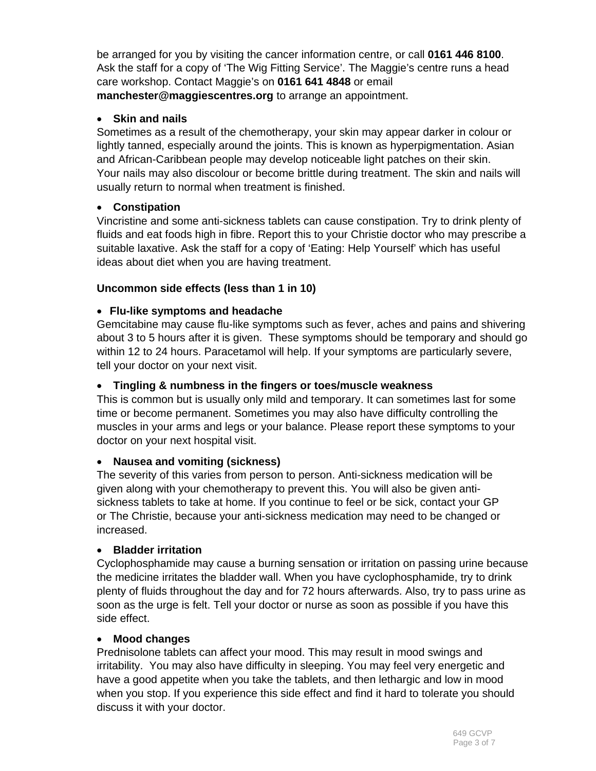be arranged for you by visiting the cancer information centre, or call **0161 446 8100**. Ask the staff for a copy of 'The Wig Fitting Service'. The Maggie's centre runs a head care workshop. Contact Maggie's on **0161 641 4848** or email **manchester@maggiescentres.org** to arrange an appointment.

- **Skin and nails**

Sometimes as a result of the chemotherapy, your skin may appear darker in colour or lightly tanned, especially around the joints. This is known as hyperpigmentation. Asian and African-Caribbean people may develop noticeable light patches on their skin. Your nails may also discolour or become brittle during treatment. The skin and nails will usually return to normal when treatment is finished.

- **Constipation**

Vincristine and some anti-sickness tablets can cause constipation. Try to drink plenty of fluids and eat foods high in fibre. Report this to your Christie doctor who may prescribe a suitable laxative. Ask the staff for a copy of 'Eating: Help Yourself' which has useful ideas about diet when you are having treatment.

**Uncommon side effects (less than 1 in 10)**

- **Flu-like symptoms and headache**

Gemcitabine may cause flu-like symptoms such as fever, aches and pains and shivering about 3 to 5 hours after it is given. These symptoms should be temporary and should go within 12 to 24 hours. Paracetamol will help. If your symptoms are particularly severe, tell your doctor on your next visit.

- **Tingling & numbness in the fingers or toes/muscle weakness**

This is common but is usually only mild and temporary. It can sometimes last for some time or become permanent. Sometimes you may also have difficulty controlling the muscles in your arms and legs or your balance. Please report these symptoms to your doctor on your next hospital visit.

- **Nausea and vomiting (sickness)**

The severity of this varies from person to person. Anti-sickness medication will be given along with your chemotherapy to prevent this. You will also be given anti-sickness tablets to take at home. If you continue to feel or be sick, contact your GP or The Christie, because your anti-sickness medication may need to be changed or increased.

- **Bladder irritation**

Cyclophosphamide may cause a burning sensation or irritation on passing urine because the medicine irritates the bladder wall. When you have cyclophosphamide, try to drink plenty of fluids throughout the day and for 72 hours afterwards. Also, try to pass urine as soon as the urge is felt. Tell your doctor or nurse as soon as possible if you have this side effect.

- **Mood changes**

Prednisolone tablets can affect your mood. This may result in mood swings and irritability. You may also have difficulty in sleeping. You may feel very energetic and have a good appetite when you take the tablets, and then lethargic and low in mood when you stop. If you experience this side effect and find it hard to tolerate you should discuss it with your doctor.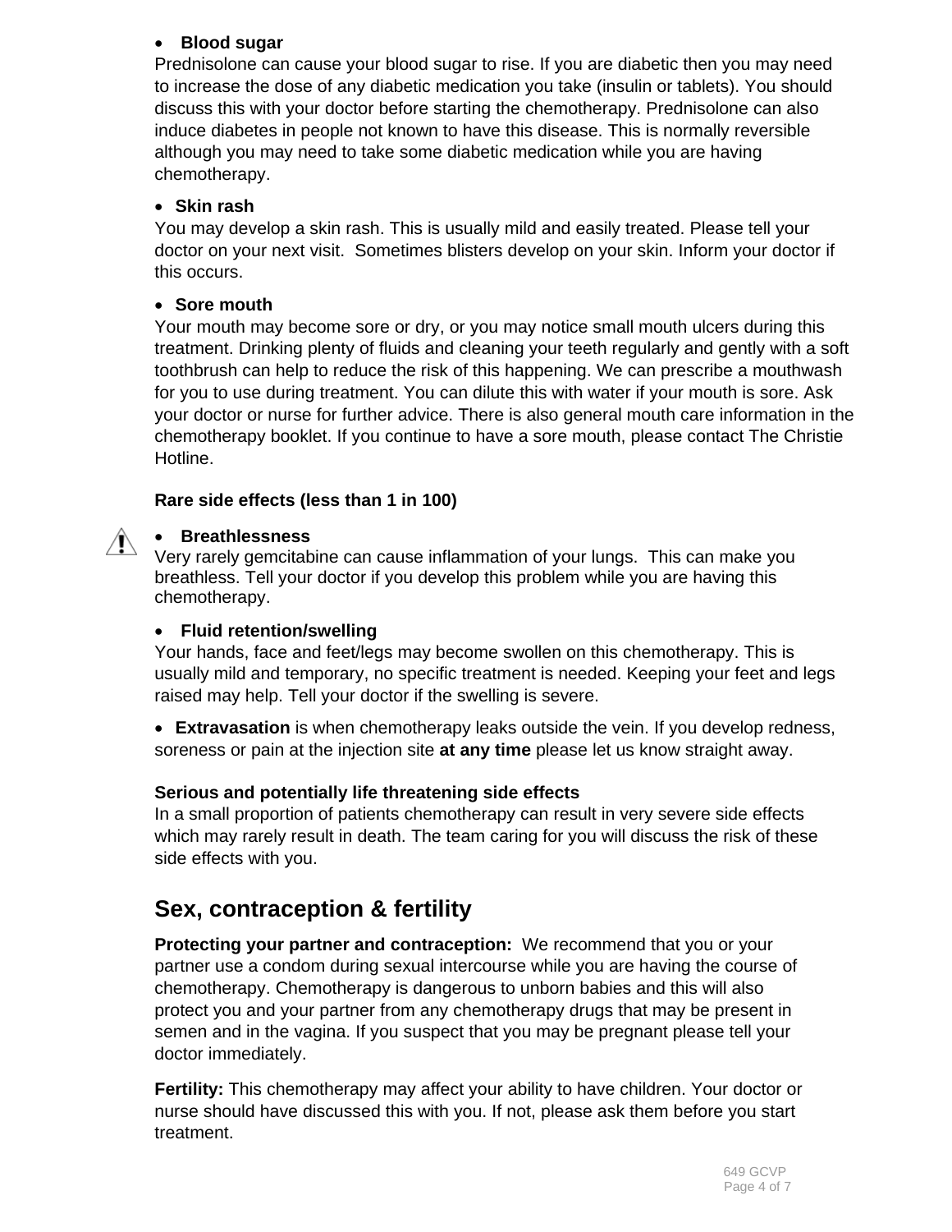- **Blood sugar**

Prednisolone can cause your blood sugar to rise. If you are diabetic then you may need to increase the dose of any diabetic medication you take (insulin or tablets). You should discuss this with your doctor before starting the chemotherapy. Prednisolone can also induce diabetes in people not known to have this disease. This is normally reversible although you may need to take some diabetic medication while you are having chemotherapy.

- **Skin rash**

You may develop a skin rash. This is usually mild and easily treated. Please tell your doctor on your next visit. Sometimes blisters develop on your skin. Inform your doctor if this occurs.

- **Sore mouth**

Your mouth may become sore or dry, or you may notice small mouth ulcers during this treatment. Drinking plenty of fluids and cleaning your teeth regularly and gently with a soft toothbrush can help to reduce the risk of this happening. We can prescribe a mouthwash for you to use during treatment. You can dilute this with water if your mouth is sore. Ask your doctor or nurse for further advice. There is also general mouth care information in the chemotherapy booklet. If you continue to have a sore mouth, please contact The Christie Hotline.

**Rare side effects (less than 1 in 100)**

- **Breathlessness**

Very rarely gemcitabine can cause inflammation of your lungs. This can make you breathless. Tell your doctor if you develop this problem while you are having this chemotherapy.

- **Fluid retention/swelling**

Your hands, face and feet/legs may become swollen on this chemotherapy. This is usually mild and temporary, no specific treatment is needed. Keeping your feet and legs raised may help. Tell your doctor if the swelling is severe.

- **Extravasation** is when chemotherapy leaks outside the vein. If you develop redness, soreness or pain at the injection site **at any time** please let us know straight away.

**Serious and potentially life threatening side effects**

In a small proportion of patients chemotherapy can result in very severe side effects which may rarely result in death. The team caring for you will discuss the risk of these side effects with you.

## Sex, contraception & fertility

**Protecting your partner and contraception:** We recommend that you or your partner use a condom during sexual intercourse while you are having the course of chemotherapy. Chemotherapy is dangerous to unborn babies and this will also protect you and your partner from any chemotherapy drugs that may be present in semen and in the vagina. If you suspect that you may be pregnant please tell your doctor immediately.

**Fertility:** This chemotherapy may affect your ability to have children. Your doctor or nurse should have discussed this with you. If not, please ask them before you start treatment.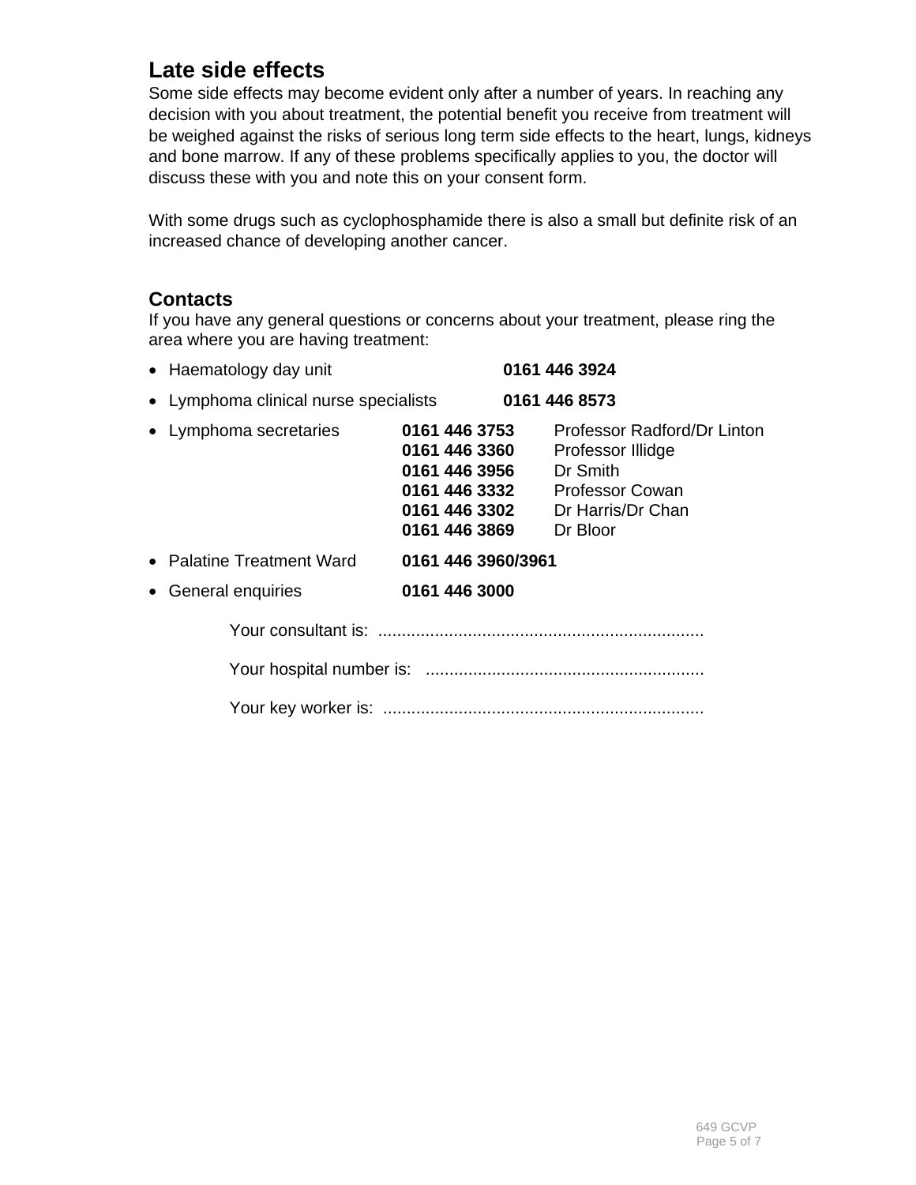## Late side effects

Some side effects may become evident only after a number of years. In reaching any decision with you about treatment, the potential benefit you receive from treatment will be weighed against the risks of serious long term side effects to the heart, lungs, kidneys and bone marrow. If any of these problems specifically applies to you, the doctor will discuss these with you and note this on your consent form.

With some drugs such as cyclophosphamide there is also a small but definite risk of an increased chance of developing another cancer.

## Contacts

If you have any general questions or concerns about your treatment, please ring the area where you are having treatment:

- Haematology day unit **0161 446 3924**
- Lymphoma clinical nurse specialists **0161 446 8573**
- Lymphoma secretaries
  - **0161 446 3753** Professor Radford/Dr Linton
  - **0161 446 3360** Professor Illidge
  - **0161 446 3956** Dr Smith
  - **0161 446 3332** Professor Cowan
  - **0161 446 3302** Dr Harris/Dr Chan
  - **0161 446 3869** Dr Bloor
- Palatine Treatment Ward **0161 446 3960/3961**
- General enquiries **0161 446 3000**

Your consultant is: ....................................................................

Your hospital number is: ..........................................................

Your key worker is: ...................................................................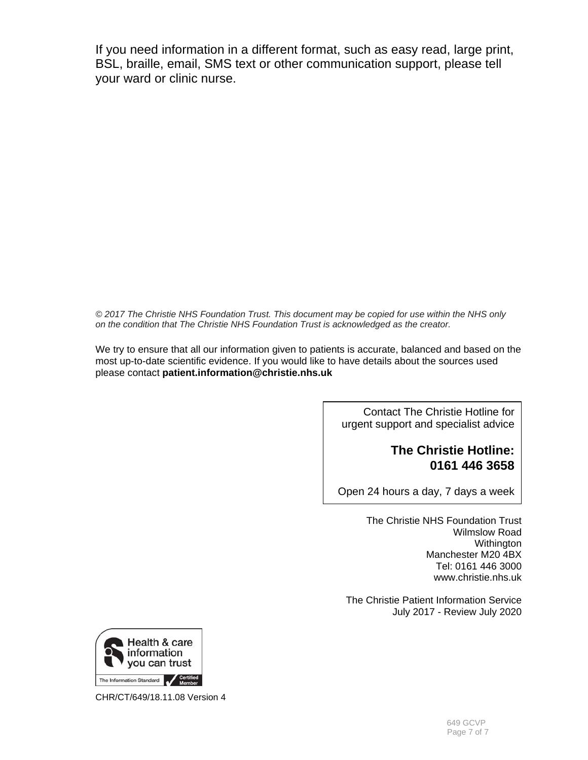If you need information in a different format, such as easy read, large print, BSL, braille, email, SMS text or other communication support, please tell your ward or clinic nurse.

*© 2017 The Christie NHS Foundation Trust. This document may be copied for use within the NHS only on the condition that The Christie NHS Foundation Trust is acknowledged as the creator.*

We try to ensure that all our information given to patients is accurate, balanced and based on the most up-to-date scientific evidence. If you would like to have details about the sources used please contact **patient.information@christie.nhs.uk**

Contact The Christie Hotline for urgent support and specialist advice

**The Christie Hotline: 0161 446 3658**

Open 24 hours a day, 7 days a week

The Christie NHS Foundation Trust
Wilmslow Road
Withington
Manchester M20 4BX
Tel: 0161 446 3000
www.christie.nhs.uk

The Christie Patient Information Service
July 2017 - Review July 2020

Health & care information you can trust
The Information Standard Certified Member

CHR/CT/649/18.11.08 Version 4

649 GCVP